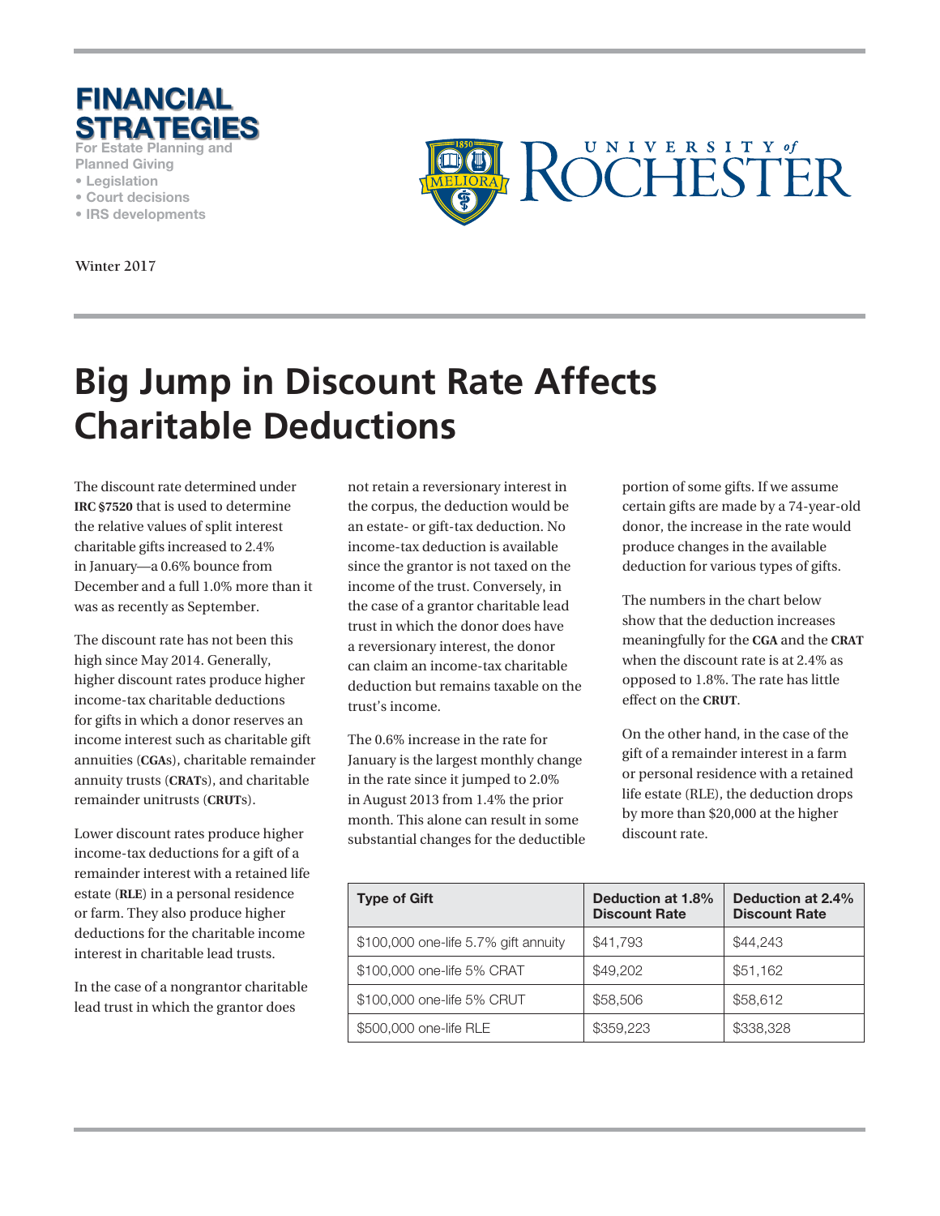**FINANCIAL STRATEGIES**

For Estate Planning and Planned Giving

- Legislation
- Court decisions
- IRS developments

UNIVERSITY *of* ROCHESTER

Winter 2017

# Big Jump in Discount Rate Affects Charitable Deductions

The discount rate determined under **IRC §7520** that is used to determine the relative values of split interest charitable gifts increased to 2.4% in January—a 0.6% bounce from December and a full 1.0% more than it was as recently as September.

The discount rate has not been this high since May 2014. Generally, higher discount rates produce higher income-tax charitable deductions for gifts in which a donor reserves an income interest such as charitable gift annuities (**CGA**s), charitable remainder annuity trusts (**CRAT**s), and charitable remainder unitrusts (**CRUT**s).

Lower discount rates produce higher income-tax deductions for a gift of a remainder interest with a retained life estate (**RLE**) in a personal residence or farm. They also produce higher deductions for the charitable income interest in charitable lead trusts.

In the case of a nongrantor charitable lead trust in which the grantor does not retain a reversionary interest in the corpus, the deduction would be an estate- or gift-tax deduction. No income-tax deduction is available since the grantor is not taxed on the income of the trust. Conversely, in the case of a grantor charitable lead trust in which the donor does have a reversionary interest, the donor can claim an income-tax charitable deduction but remains taxable on the trust's income.

The 0.6% increase in the rate for January is the largest monthly change in the rate since it jumped to 2.0% in August 2013 from 1.4% the prior month. This alone can result in some substantial changes for the deductible portion of some gifts. If we assume certain gifts are made by a 74-year-old donor, the increase in the rate would produce changes in the available deduction for various types of gifts.

The numbers in the chart below show that the deduction increases meaningfully for the **CGA** and the **CRAT** when the discount rate is at 2.4% as opposed to 1.8%. The rate has little effect on the **CRUT**.

On the other hand, in the case of the gift of a remainder interest in a farm or personal residence with a retained life estate (RLE), the deduction drops by more than $20,000 at the higher discount rate.

| Type of Gift | Deduction at 1.8% Discount Rate | Deduction at 2.4% Discount Rate |
|---|---|---|
| $100,000 one-life 5.7% gift annuity | $41,793 | $44,243 |
| $100,000 one-life 5% CRAT | $49,202 | $51,162 |
| $100,000 one-life 5% CRUT | $58,506 | $58,612 |
| $500,000 one-life RLE | $359,223 | $338,328 |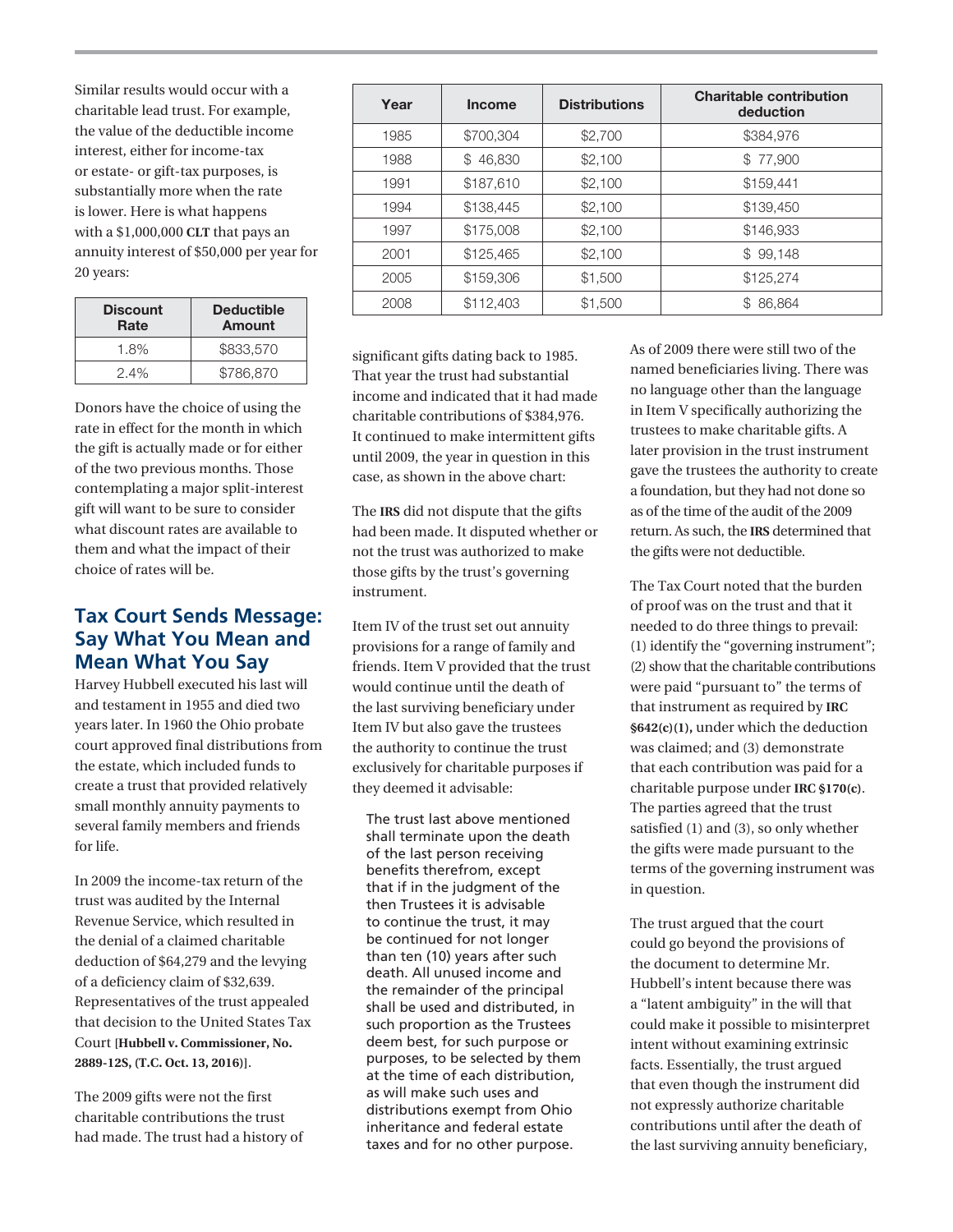Similar results would occur with a charitable lead trust. For example, the value of the deductible income interest, either for income-tax or estate- or gift-tax purposes, is substantially more when the rate is lower. Here is what happens with a $1,000,000 **CLT** that pays an annuity interest of $50,000 per year for 20 years:

| Discount Rate | Deductible Amount |
|---|---|
| 1.8% | $833,570 |
| 2.4% | $786,870 |

Donors have the choice of using the rate in effect for the month in which the gift is actually made or for either of the two previous months. Those contemplating a major split-interest gift will want to be sure to consider what discount rates are available to them and what the impact of their choice of rates will be.

## Tax Court Sends Message: Say What You Mean and Mean What You Say

Harvey Hubbell executed his last will and testament in 1955 and died two years later. In 1960 the Ohio probate court approved final distributions from the estate, which included funds to create a trust that provided relatively small monthly annuity payments to several family members and friends for life.

In 2009 the income-tax return of the trust was audited by the Internal Revenue Service, which resulted in the denial of a claimed charitable deduction of $64,279 and the levying of a deficiency claim of $32,639. Representatives of the trust appealed that decision to the United States Tax Court [**Hubbell v. Commissioner, No. 2889-12S, (T.C. Oct. 13, 2016)**].

The 2009 gifts were not the first charitable contributions the trust had made. The trust had a history of significant gifts dating back to 1985. That year the trust had substantial income and indicated that it had made charitable contributions of $384,976. It continued to make intermittent gifts until 2009, the year in question in this case, as shown in the above chart:

| Year | Income | Distributions | Charitable contribution deduction |
|---|---|---|---|
| 1985 | $700,304 | $2,700 | $384,976 |
| 1988 | $ 46,830 | $2,100 | $ 77,900 |
| 1991 | $187,610 | $2,100 | $159,441 |
| 1994 | $138,445 | $2,100 | $139,450 |
| 1997 | $175,008 | $2,100 | $146,933 |
| 2001 | $125,465 | $2,100 | $ 99,148 |
| 2005 | $159,306 | $1,500 | $125,274 |
| 2008 | $112,403 | $1,500 | $ 86,864 |

The **IRS** did not dispute that the gifts had been made. It disputed whether or not the trust was authorized to make those gifts by the trust's governing instrument.

Item IV of the trust set out annuity provisions for a range of family and friends. Item V provided that the trust would continue until the death of the last surviving beneficiary under Item IV but also gave the trustees the authority to continue the trust exclusively for charitable purposes if they deemed it advisable:

> The trust last above mentioned shall terminate upon the death of the last person receiving benefits therefrom, except that if in the judgment of the then Trustees it is advisable to continue the trust, it may be continued for not longer than ten (10) years after such death. All unused income and the remainder of the principal shall be used and distributed, in such proportion as the Trustees deem best, for such purpose or purposes, to be selected by them at the time of each distribution, as will make such uses and distributions exempt from Ohio inheritance and federal estate taxes and for no other purpose.

As of 2009 there were still two of the named beneficiaries living. There was no language other than the language in Item V specifically authorizing the trustees to make charitable gifts. A later provision in the trust instrument gave the trustees the authority to create a foundation, but they had not done so as of the time of the audit of the 2009 return. As such, the **IRS** determined that the gifts were not deductible.

The Tax Court noted that the burden of proof was on the trust and that it needed to do three things to prevail: (1) identify the "governing instrument"; (2) show that the charitable contributions were paid "pursuant to" the terms of that instrument as required by **IRC §642(c)(1),** under which the deduction was claimed; and (3) demonstrate that each contribution was paid for a charitable purpose under **IRC §170(c)**. The parties agreed that the trust satisfied (1) and (3), so only whether the gifts were made pursuant to the terms of the governing instrument was in question.

The trust argued that the court could go beyond the provisions of the document to determine Mr. Hubbell's intent because there was a "latent ambiguity" in the will that could make it possible to misinterpret intent without examining extrinsic facts. Essentially, the trust argued that even though the instrument did not expressly authorize charitable contributions until after the death of the last surviving annuity beneficiary,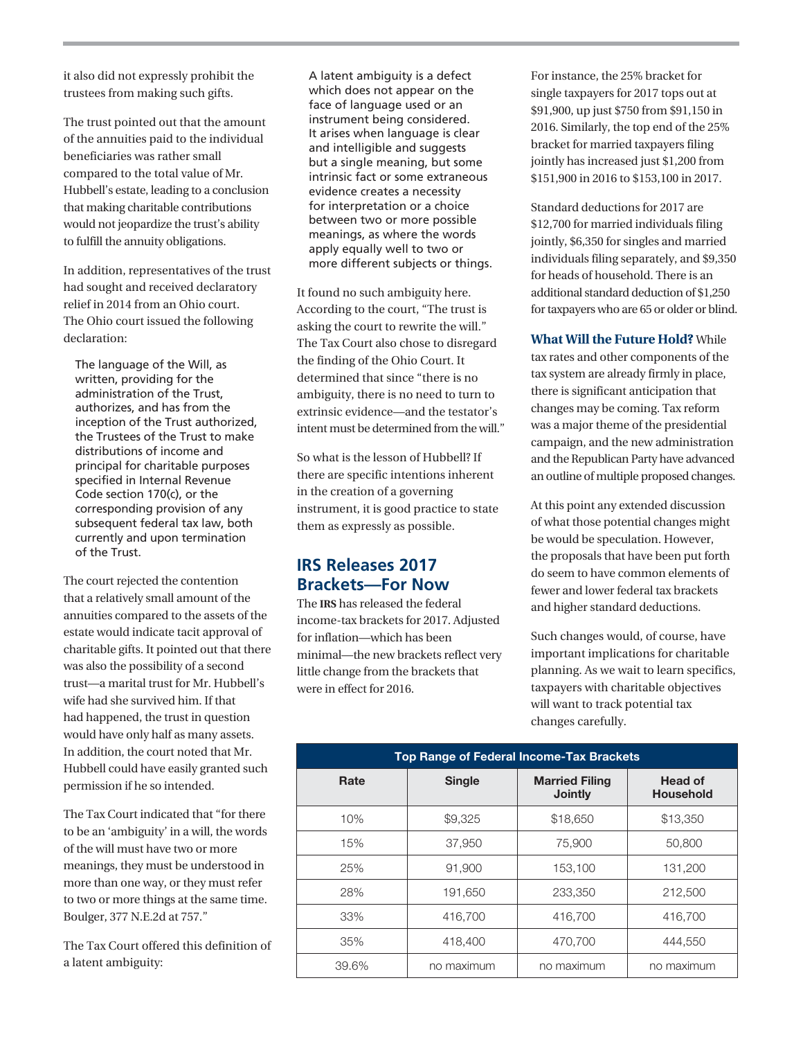it also did not expressly prohibit the trustees from making such gifts.

The trust pointed out that the amount of the annuities paid to the individual beneficiaries was rather small compared to the total value of Mr. Hubbell's estate, leading to a conclusion that making charitable contributions would not jeopardize the trust's ability to fulfill the annuity obligations.

In addition, representatives of the trust had sought and received declaratory relief in 2014 from an Ohio court. The Ohio court issued the following declaration:

> The language of the Will, as written, providing for the administration of the Trust, authorizes, and has from the inception of the Trust authorized, the Trustees of the Trust to make distributions of income and principal for charitable purposes specified in Internal Revenue Code section 170(c), or the corresponding provision of any subsequent federal tax law, both currently and upon termination of the Trust.

The court rejected the contention that a relatively small amount of the annuities compared to the assets of the estate would indicate tacit approval of charitable gifts. It pointed out that there was also the possibility of a second trust—a marital trust for Mr. Hubbell's wife had she survived him. If that had happened, the trust in question would have only half as many assets. In addition, the court noted that Mr. Hubbell could have easily granted such permission if he so intended.

The Tax Court indicated that "for there to be an 'ambiguity' in a will, the words of the will must have two or more meanings, they must be understood in more than one way, or they must refer to two or more things at the same time. Boulger, 377 N.E.2d at 757."

The Tax Court offered this definition of a latent ambiguity:

> A latent ambiguity is a defect which does not appear on the face of language used or an instrument being considered. It arises when language is clear and intelligible and suggests but a single meaning, but some intrinsic fact or some extraneous evidence creates a necessity for interpretation or a choice between two or more possible meanings, as where the words apply equally well to two or more different subjects or things.

It found no such ambiguity here. According to the court, "The trust is asking the court to rewrite the will." The Tax Court also chose to disregard the finding of the Ohio Court. It determined that since "there is no ambiguity, there is no need to turn to extrinsic evidence—and the testator's intent must be determined from the will."

So what is the lesson of Hubbell? If there are specific intentions inherent in the creation of a governing instrument, it is good practice to state them as expressly as possible.

## IRS Releases 2017 Brackets—For Now

The **IRS** has released the federal income-tax brackets for 2017. Adjusted for inflation—which has been minimal—the new brackets reflect very little change from the brackets that were in effect for 2016.

For instance, the 25% bracket for single taxpayers for 2017 tops out at $91,900, up just $750 from $91,150 in 2016. Similarly, the top end of the 25% bracket for married taxpayers filing jointly has increased just $1,200 from $151,900 in 2016 to $153,100 in 2017.

Standard deductions for 2017 are $12,700 for married individuals filing jointly, $6,350 for singles and married individuals filing separately, and $9,350 for heads of household. There is an additional standard deduction of $1,250 for taxpayers who are 65 or older or blind.

**What Will the Future Hold?** While tax rates and other components of the tax system are already firmly in place, there is significant anticipation that changes may be coming. Tax reform was a major theme of the presidential campaign, and the new administration and the Republican Party have advanced an outline of multiple proposed changes.

At this point any extended discussion of what those potential changes might be would be speculation. However, the proposals that have been put forth do seem to have common elements of fewer and lower federal tax brackets and higher standard deductions.

Such changes would, of course, have important implications for charitable planning. As we wait to learn specifics, taxpayers with charitable objectives will want to track potential tax changes carefully.

**Top Range of Federal Income-Tax Brackets**

| Rate | Single | Married Filing Jointly | Head of Household |
|---|---|---|---|
| 10% | $9,325 | $18,650 | $13,350 |
| 15% | 37,950 | 75,900 | 50,800 |
| 25% | 91,900 | 153,100 | 131,200 |
| 28% | 191,650 | 233,350 | 212,500 |
| 33% | 416,700 | 416,700 | 416,700 |
| 35% | 418,400 | 470,700 | 444,550 |
| 39.6% | no maximum | no maximum | no maximum |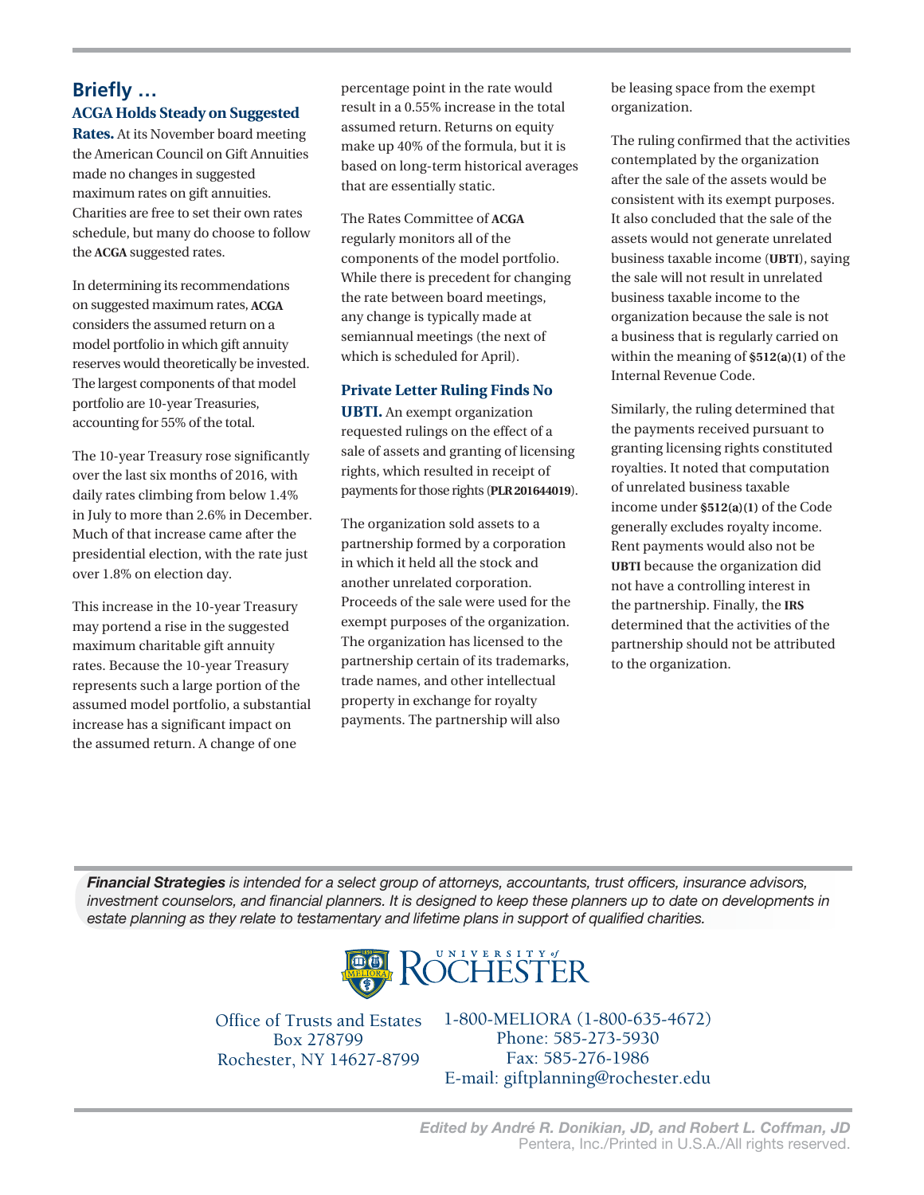## Briefly …

**ACGA Holds Steady on Suggested Rates.** At its November board meeting the American Council on Gift Annuities made no changes in suggested maximum rates on gift annuities. Charities are free to set their own rates schedule, but many do choose to follow the ACGA suggested rates.

In determining its recommendations on suggested maximum rates, ACGA considers the assumed return on a model portfolio in which gift annuity reserves would theoretically be invested. The largest components of that model portfolio are 10-year Treasuries, accounting for 55% of the total.

The 10-year Treasury rose significantly over the last six months of 2016, with daily rates climbing from below 1.4% in July to more than 2.6% in December. Much of that increase came after the presidential election, with the rate just over 1.8% on election day.

This increase in the 10-year Treasury may portend a rise in the suggested maximum charitable gift annuity rates. Because the 10-year Treasury represents such a large portion of the assumed model portfolio, a substantial increase has a significant impact on the assumed return. A change of one percentage point in the rate would result in a 0.55% increase in the total assumed return. Returns on equity make up 40% of the formula, but it is based on long-term historical averages that are essentially static.

The Rates Committee of ACGA regularly monitors all of the components of the model portfolio. While there is precedent for changing the rate between board meetings, any change is typically made at semiannual meetings (the next of which is scheduled for April).

**Private Letter Ruling Finds No UBTI.** An exempt organization requested rulings on the effect of a sale of assets and granting of licensing rights, which resulted in receipt of payments for those rights (**PLR 201644019**).

The organization sold assets to a partnership formed by a corporation in which it held all the stock and another unrelated corporation. Proceeds of the sale were used for the exempt purposes of the organization. The organization has licensed to the partnership certain of its trademarks, trade names, and other intellectual property in exchange for royalty payments. The partnership will also be leasing space from the exempt organization.

The ruling confirmed that the activities contemplated by the organization after the sale of the assets would be consistent with its exempt purposes. It also concluded that the sale of the assets would not generate unrelated business taxable income (UBTI), saying the sale will not result in unrelated business taxable income to the organization because the sale is not a business that is regularly carried on within the meaning of §512(a)(1) of the Internal Revenue Code.

Similarly, the ruling determined that the payments received pursuant to granting licensing rights constituted royalties. It noted that computation of unrelated business taxable income under §512(a)(1) of the Code generally excludes royalty income. Rent payments would also not be UBTI because the organization did not have a controlling interest in the partnership. Finally, the IRS determined that the activities of the partnership should not be attributed to the organization.

***Financial Strategies** is intended for a select group of attorneys, accountants, trust officers, insurance advisors, investment counselors, and financial planners. It is designed to keep these planners up to date on developments in estate planning as they relate to testamentary and lifetime plans in support of qualified charities.*

University of Rochester

Office of Trusts and Estates
Box 278799
Rochester, NY 14627-8799

1-800-MELIORA (1-800-635-4672)
Phone: 585-273-5930
Fax: 585-276-1986
E-mail: giftplanning@rochester.edu

*Edited by André R. Donikian, JD, and Robert L. Coffman, JD*
Pentera, Inc./Printed in U.S.A./All rights reserved.